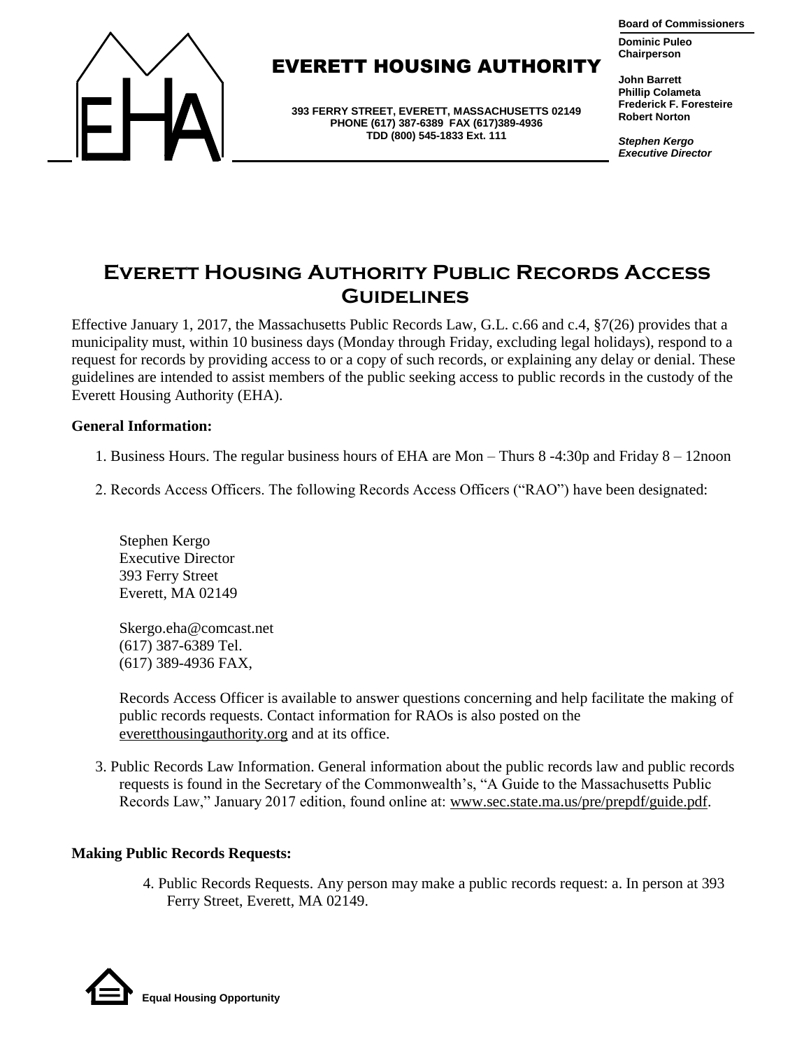EVERETT HOUSING AUTHORITY

393 FERRY STREET, EVERETT, MASSACHUSETTS 02149
PHONE (617) 387-6389 FAX (617)389-4936
TDD (800) 545-1833 Ext. 111

**Board of Commissioners**

**Dominic Puleo**
**Chairperson**

**John Barrett**
**Phillip Colameta**
**Frederick F. Foresteire**
**Robert Norton**

***Stephen Kergo***
***Executive Director***

# Everett Housing Authority Public Records Access Guidelines

Effective January 1, 2017, the Massachusetts Public Records Law, G.L. c.66 and c.4, §7(26) provides that a municipality must, within 10 business days (Monday through Friday, excluding legal holidays), respond to a request for records by providing access to or a copy of such records, or explaining any delay or denial. These guidelines are intended to assist members of the public seeking access to public records in the custody of the Everett Housing Authority (EHA).

**General Information:**

1. Business Hours. The regular business hours of EHA are Mon – Thurs 8 -4:30p and Friday 8 – 12noon

2. Records Access Officers. The following Records Access Officers ("RAO") have been designated:

   Stephen Kergo
   Executive Director
   393 Ferry Street
   Everett, MA 02149

   Skergo.eha@comcast.net
   (617) 387-6389 Tel.
   (617) 389-4936 FAX,

   Records Access Officer is available to answer questions concerning and help facilitate the making of public records requests. Contact information for RAOs is also posted on the everetthousingauthority.org and at its office.

3. Public Records Law Information. General information about the public records law and public records requests is found in the Secretary of the Commonwealth's, "A Guide to the Massachusetts Public Records Law," January 2017 edition, found online at: www.sec.state.ma.us/pre/prepdf/guide.pdf.

**Making Public Records Requests:**

4. Public Records Requests. Any person may make a public records request: a. In person at 393 Ferry Street, Everett, MA 02149.

Equal Housing Opportunity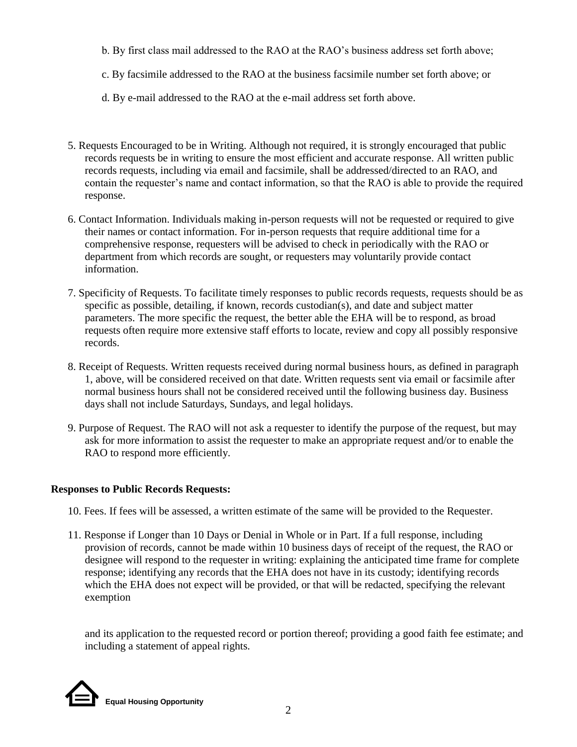b. By first class mail addressed to the RAO at the RAO's business address set forth above;

c. By facsimile addressed to the RAO at the business facsimile number set forth above; or

d. By e-mail addressed to the RAO at the e-mail address set forth above.

5. Requests Encouraged to be in Writing. Although not required, it is strongly encouraged that public records requests be in writing to ensure the most efficient and accurate response. All written public records requests, including via email and facsimile, shall be addressed/directed to an RAO, and contain the requester's name and contact information, so that the RAO is able to provide the required response.

6. Contact Information. Individuals making in-person requests will not be requested or required to give their names or contact information. For in-person requests that require additional time for a comprehensive response, requesters will be advised to check in periodically with the RAO or department from which records are sought, or requesters may voluntarily provide contact information.

7. Specificity of Requests. To facilitate timely responses to public records requests, requests should be as specific as possible, detailing, if known, records custodian(s), and date and subject matter parameters. The more specific the request, the better able the EHA will be to respond, as broad requests often require more extensive staff efforts to locate, review and copy all possibly responsive records.

8. Receipt of Requests. Written requests received during normal business hours, as defined in paragraph 1, above, will be considered received on that date. Written requests sent via email or facsimile after normal business hours shall not be considered received until the following business day. Business days shall not include Saturdays, Sundays, and legal holidays.

9. Purpose of Request. The RAO will not ask a requester to identify the purpose of the request, but may ask for more information to assist the requester to make an appropriate request and/or to enable the RAO to respond more efficiently.

**Responses to Public Records Requests:**

10. Fees. If fees will be assessed, a written estimate of the same will be provided to the Requester.

11. Response if Longer than 10 Days or Denial in Whole or in Part. If a full response, including provision of records, cannot be made within 10 business days of receipt of the request, the RAO or designee will respond to the requester in writing: explaining the anticipated time frame for complete response; identifying any records that the EHA does not have in its custody; identifying records which the EHA does not expect will be provided, or that will be redacted, specifying the relevant exemption and its application to the requested record or portion thereof; providing a good faith fee estimate; and including a statement of appeal rights.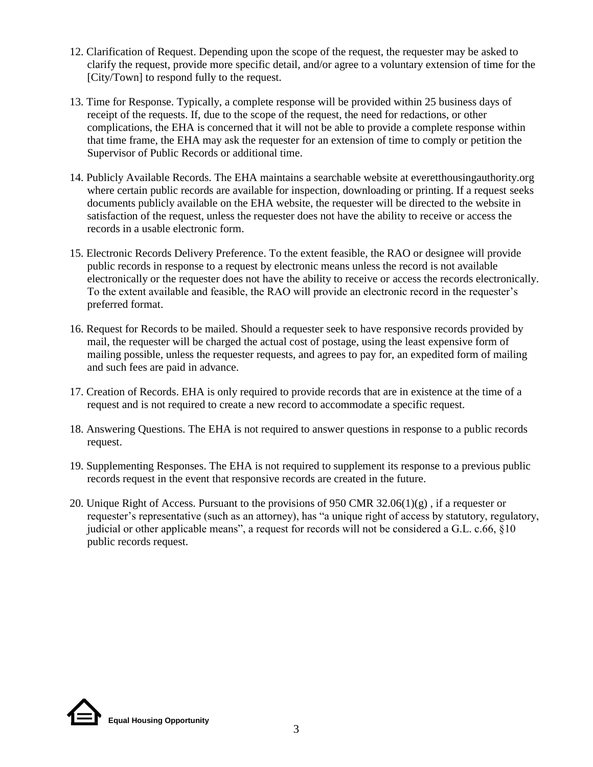12. Clarification of Request. Depending upon the scope of the request, the requester may be asked to clarify the request, provide more specific detail, and/or agree to a voluntary extension of time for the [City/Town] to respond fully to the request.

13. Time for Response. Typically, a complete response will be provided within 25 business days of receipt of the requests. If, due to the scope of the request, the need for redactions, or other complications, the EHA is concerned that it will not be able to provide a complete response within that time frame, the EHA may ask the requester for an extension of time to comply or petition the Supervisor of Public Records or additional time.

14. Publicly Available Records. The EHA maintains a searchable website at everetthousingauthority.org where certain public records are available for inspection, downloading or printing. If a request seeks documents publicly available on the EHA website, the requester will be directed to the website in satisfaction of the request, unless the requester does not have the ability to receive or access the records in a usable electronic form.

15. Electronic Records Delivery Preference. To the extent feasible, the RAO or designee will provide public records in response to a request by electronic means unless the record is not available electronically or the requester does not have the ability to receive or access the records electronically. To the extent available and feasible, the RAO will provide an electronic record in the requester's preferred format.

16. Request for Records to be mailed. Should a requester seek to have responsive records provided by mail, the requester will be charged the actual cost of postage, using the least expensive form of mailing possible, unless the requester requests, and agrees to pay for, an expedited form of mailing and such fees are paid in advance.

17. Creation of Records. EHA is only required to provide records that are in existence at the time of a request and is not required to create a new record to accommodate a specific request.

18. Answering Questions. The EHA is not required to answer questions in response to a public records request.

19. Supplementing Responses. The EHA is not required to supplement its response to a previous public records request in the event that responsive records are created in the future.

20. Unique Right of Access. Pursuant to the provisions of 950 CMR 32.06(1)(g) , if a requester or requester's representative (such as an attorney), has "a unique right of access by statutory, regulatory, judicial or other applicable means", a request for records will not be considered a G.L. c.66, §10 public records request.

Equal Housing Opportunity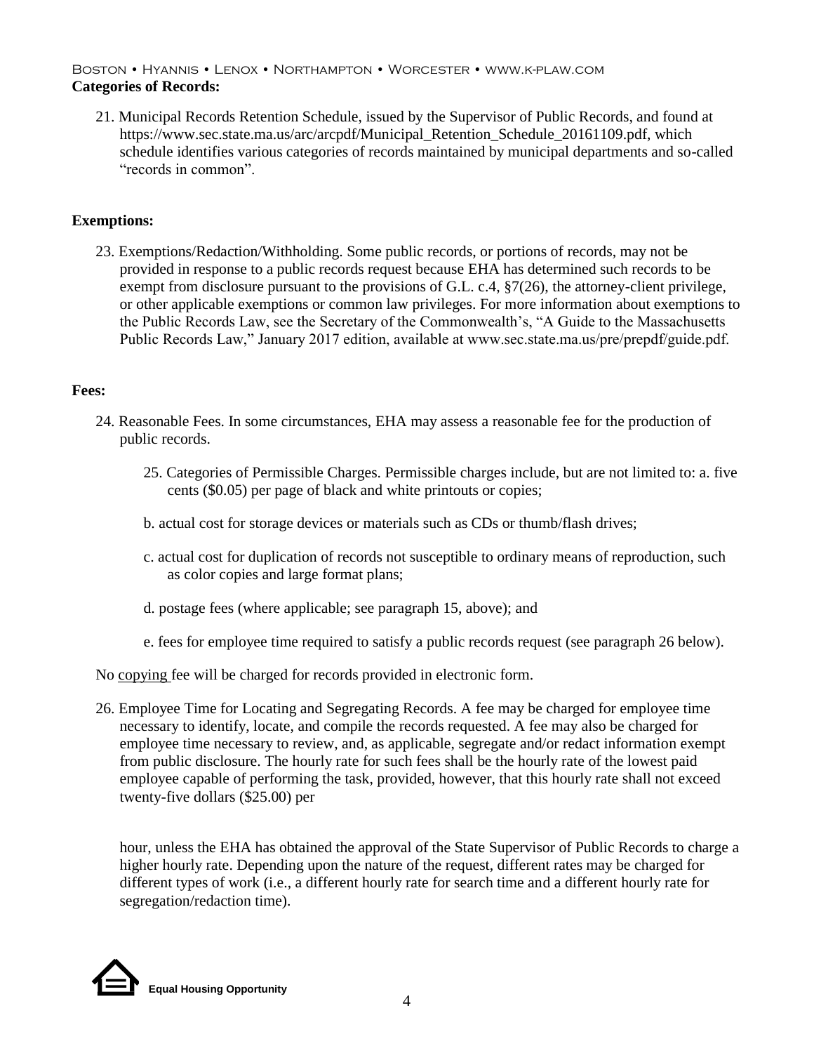**Categories of Records:**

21. Municipal Records Retention Schedule, issued by the Supervisor of Public Records, and found at https://www.sec.state.ma.us/arc/arcpdf/Municipal_Retention_Schedule_20161109.pdf, which schedule identifies various categories of records maintained by municipal departments and so-called "records in common".

**Exemptions:**

23. Exemptions/Redaction/Withholding. Some public records, or portions of records, may not be provided in response to a public records request because EHA has determined such records to be exempt from disclosure pursuant to the provisions of G.L. c.4, §7(26), the attorney-client privilege, or other applicable exemptions or common law privileges. For more information about exemptions to the Public Records Law, see the Secretary of the Commonwealth's, "A Guide to the Massachusetts Public Records Law," January 2017 edition, available at www.sec.state.ma.us/pre/prepdf/guide.pdf.

**Fees:**

24. Reasonable Fees. In some circumstances, EHA may assess a reasonable fee for the production of public records.

    25. Categories of Permissible Charges. Permissible charges include, but are not limited to: a. five cents ($0.05) per page of black and white printouts or copies;

    b. actual cost for storage devices or materials such as CDs or thumb/flash drives;

    c. actual cost for duplication of records not susceptible to ordinary means of reproduction, such as color copies and large format plans;

    d. postage fees (where applicable; see paragraph 15, above); and

    e. fees for employee time required to satisfy a public records request (see paragraph 26 below).

No copying fee will be charged for records provided in electronic form.

26. Employee Time for Locating and Segregating Records. A fee may be charged for employee time necessary to identify, locate, and compile the records requested. A fee may also be charged for employee time necessary to review, and, as applicable, segregate and/or redact information exempt from public disclosure. The hourly rate for such fees shall be the hourly rate of the lowest paid employee capable of performing the task, provided, however, that this hourly rate shall not exceed twenty-five dollars ($25.00) per hour, unless the EHA has obtained the approval of the State Supervisor of Public Records to charge a higher hourly rate. Depending upon the nature of the request, different rates may be charged for different types of work (i.e., a different hourly rate for search time and a different hourly rate for segregation/redaction time).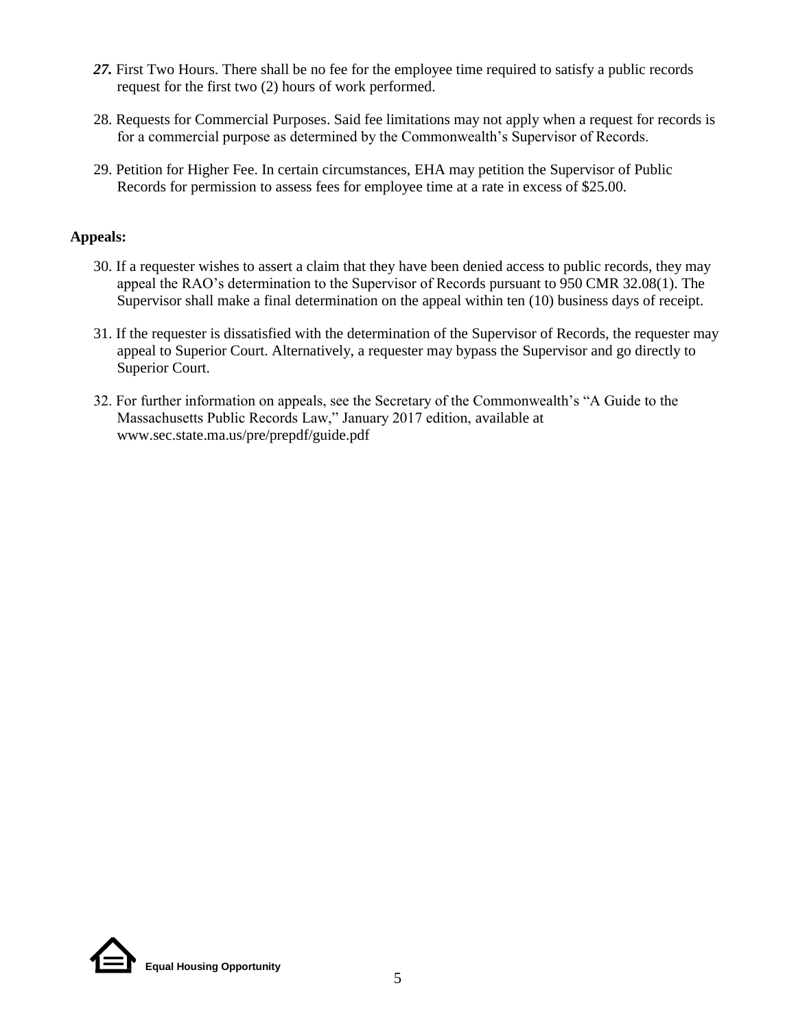27. First Two Hours. There shall be no fee for the employee time required to satisfy a public records request for the first two (2) hours of work performed.

28. Requests for Commercial Purposes. Said fee limitations may not apply when a request for records is for a commercial purpose as determined by the Commonwealth's Supervisor of Records.

29. Petition for Higher Fee. In certain circumstances, EHA may petition the Supervisor of Public Records for permission to assess fees for employee time at a rate in excess of $25.00.

**Appeals:**

30. If a requester wishes to assert a claim that they have been denied access to public records, they may appeal the RAO's determination to the Supervisor of Records pursuant to 950 CMR 32.08(1). The Supervisor shall make a final determination on the appeal within ten (10) business days of receipt.

31. If the requester is dissatisfied with the determination of the Supervisor of Records, the requester may appeal to Superior Court. Alternatively, a requester may bypass the Supervisor and go directly to Superior Court.

32. For further information on appeals, see the Secretary of the Commonwealth's "A Guide to the Massachusetts Public Records Law," January 2017 edition, available at www.sec.state.ma.us/pre/prepdf/guide.pdf

Equal Housing Opportunity